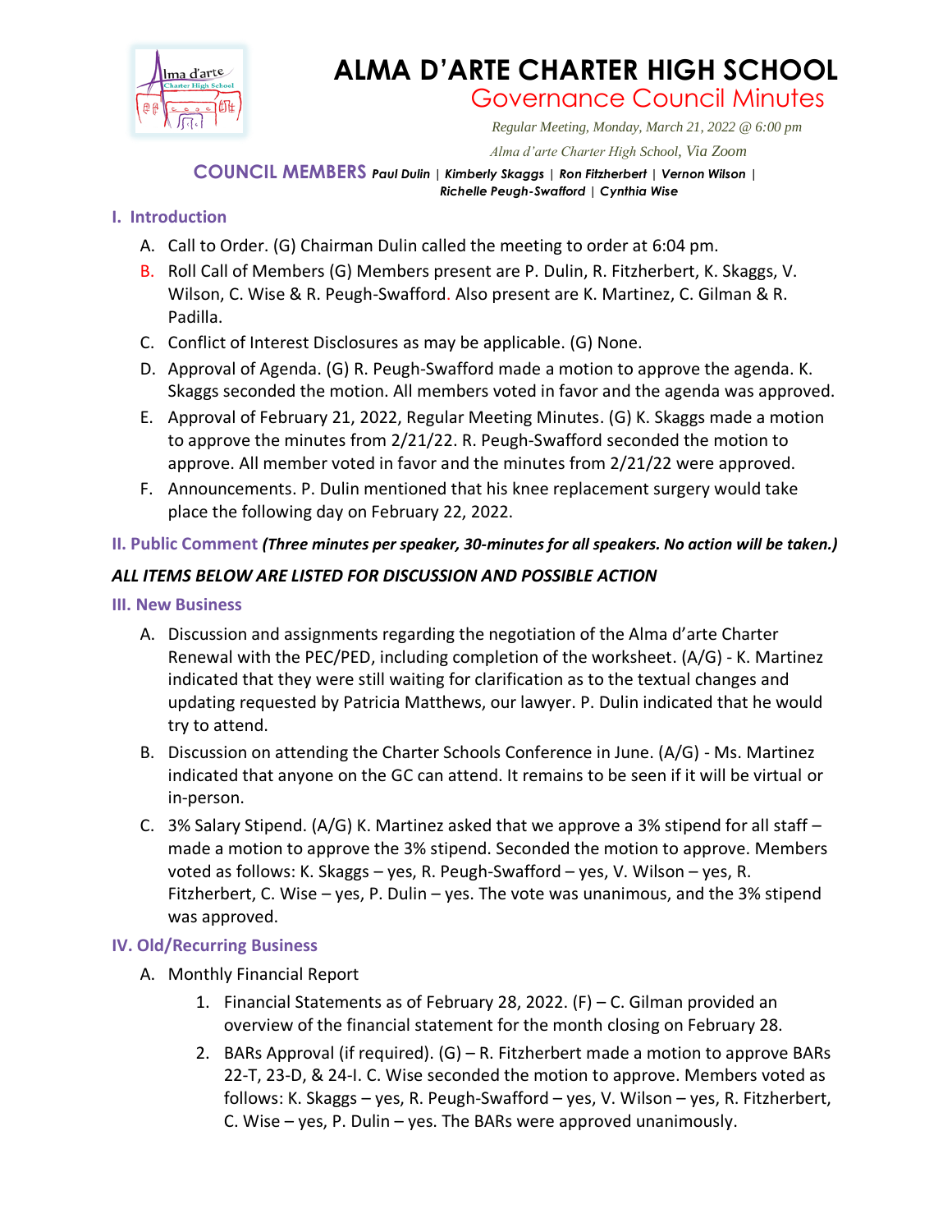# ALMA D'ARTE CHARTER HIGH SCHOOL

## Governance Council Minutes

*Regular Meeting, Monday, March 21, 2022 @ 6:00 pm*

*Alma d'arte Charter High School, Via Zoom*

**COUNCIL MEMBERS** ***Paul Dulin | Kimberly Skaggs | Ron Fitzherbert | Vernon Wilson | Richelle Peugh-Swafford | Cynthia Wise***

### I. Introduction

A. Call to Order. (G) Chairman Dulin called the meeting to order at 6:04 pm.

B. Roll Call of Members (G) Members present are P. Dulin, R. Fitzherbert, K. Skaggs, V. Wilson, C. Wise & R. Peugh-Swafford. Also present are K. Martinez, C. Gilman & R. Padilla.

C. Conflict of Interest Disclosures as may be applicable. (G) None.

D. Approval of Agenda. (G) R. Peugh-Swafford made a motion to approve the agenda. K. Skaggs seconded the motion. All members voted in favor and the agenda was approved.

E. Approval of February 21, 2022, Regular Meeting Minutes. (G) K. Skaggs made a motion to approve the minutes from 2/21/22. R. Peugh-Swafford seconded the motion to approve. All member voted in favor and the minutes from 2/21/22 were approved.

F. Announcements. P. Dulin mentioned that his knee replacement surgery would take place the following day on February 22, 2022.

### II. Public Comment *(Three minutes per speaker, 30-minutes for all speakers. No action will be taken.)*

***ALL ITEMS BELOW ARE LISTED FOR DISCUSSION AND POSSIBLE ACTION***

### III. New Business

A. Discussion and assignments regarding the negotiation of the Alma d'arte Charter Renewal with the PEC/PED, including completion of the worksheet. (A/G) - K. Martinez indicated that they were still waiting for clarification as to the textual changes and updating requested by Patricia Matthews, our lawyer. P. Dulin indicated that he would try to attend.

B. Discussion on attending the Charter Schools Conference in June. (A/G) - Ms. Martinez indicated that anyone on the GC can attend. It remains to be seen if it will be virtual or in-person.

C. 3% Salary Stipend. (A/G) K. Martinez asked that we approve a 3% stipend for all staff – made a motion to approve the 3% stipend. Seconded the motion to approve. Members voted as follows: K. Skaggs – yes, R. Peugh-Swafford – yes, V. Wilson – yes, R. Fitzherbert, C. Wise – yes, P. Dulin – yes. The vote was unanimous, and the 3% stipend was approved.

### IV. Old/Recurring Business

A. Monthly Financial Report

1. Financial Statements as of February 28, 2022. (F) – C. Gilman provided an overview of the financial statement for the month closing on February 28.
2. BARs Approval (if required). (G) – R. Fitzherbert made a motion to approve BARs 22-T, 23-D, & 24-I. C. Wise seconded the motion to approve. Members voted as follows: K. Skaggs – yes, R. Peugh-Swafford – yes, V. Wilson – yes, R. Fitzherbert, C. Wise – yes, P. Dulin – yes. The BARs were approved unanimously.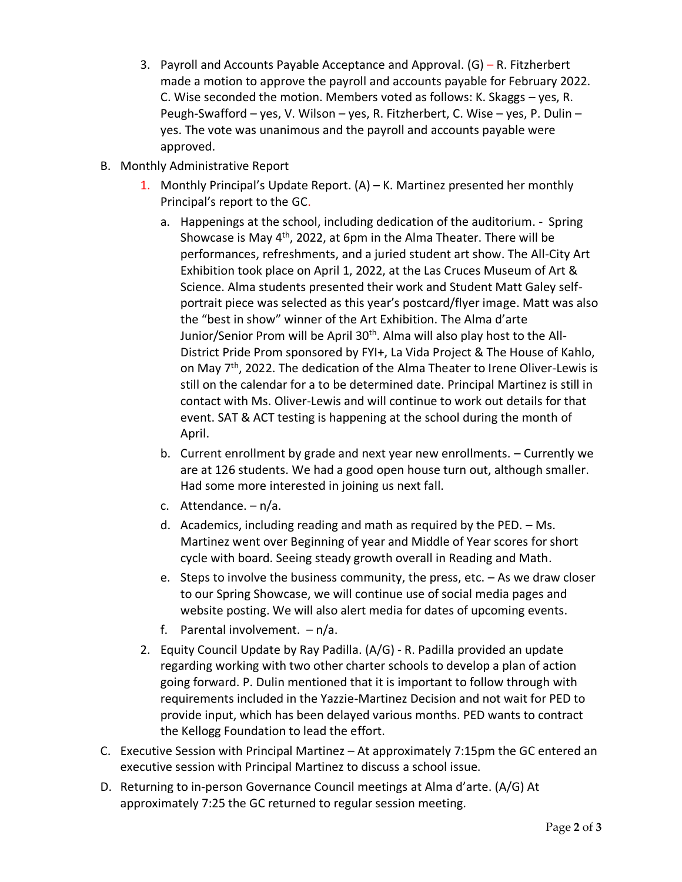3. Payroll and Accounts Payable Acceptance and Approval. (G) – R. Fitzherbert made a motion to approve the payroll and accounts payable for February 2022. C. Wise seconded the motion. Members voted as follows: K. Skaggs – yes, R. Peugh-Swafford – yes, V. Wilson – yes, R. Fitzherbert, C. Wise – yes, P. Dulin – yes. The vote was unanimous and the payroll and accounts payable were approved.

B. Monthly Administrative Report

   1. Monthly Principal's Update Report. (A) – K. Martinez presented her monthly Principal's report to the GC.

      a. Happenings at the school, including dedication of the auditorium. - Spring Showcase is May 4th, 2022, at 6pm in the Alma Theater. There will be performances, refreshments, and a juried student art show. The All-City Art Exhibition took place on April 1, 2022, at the Las Cruces Museum of Art & Science. Alma students presented their work and Student Matt Galey self-portrait piece was selected as this year's postcard/flyer image. Matt was also the "best in show" winner of the Art Exhibition. The Alma d'arte Junior/Senior Prom will be April 30th. Alma will also play host to the All-District Pride Prom sponsored by FYI+, La Vida Project & The House of Kahlo, on May 7th, 2022. The dedication of the Alma Theater to Irene Oliver-Lewis is still on the calendar for a to be determined date. Principal Martinez is still in contact with Ms. Oliver-Lewis and will continue to work out details for that event. SAT & ACT testing is happening at the school during the month of April.

      b. Current enrollment by grade and next year new enrollments. – Currently we are at 126 students. We had a good open house turn out, although smaller. Had some more interested in joining us next fall.

      c. Attendance. – n/a.

      d. Academics, including reading and math as required by the PED. – Ms. Martinez went over Beginning of year and Middle of Year scores for short cycle with board. Seeing steady growth overall in Reading and Math.

      e. Steps to involve the business community, the press, etc. – As we draw closer to our Spring Showcase, we will continue use of social media pages and website posting. We will also alert media for dates of upcoming events.

      f. Parental involvement. – n/a.

   2. Equity Council Update by Ray Padilla. (A/G) - R. Padilla provided an update regarding working with two other charter schools to develop a plan of action going forward. P. Dulin mentioned that it is important to follow through with requirements included in the Yazzie-Martinez Decision and not wait for PED to provide input, which has been delayed various months. PED wants to contract the Kellogg Foundation to lead the effort.

C. Executive Session with Principal Martinez – At approximately 7:15pm the GC entered an executive session with Principal Martinez to discuss a school issue.

D. Returning to in-person Governance Council meetings at Alma d'arte. (A/G) At approximately 7:25 the GC returned to regular session meeting.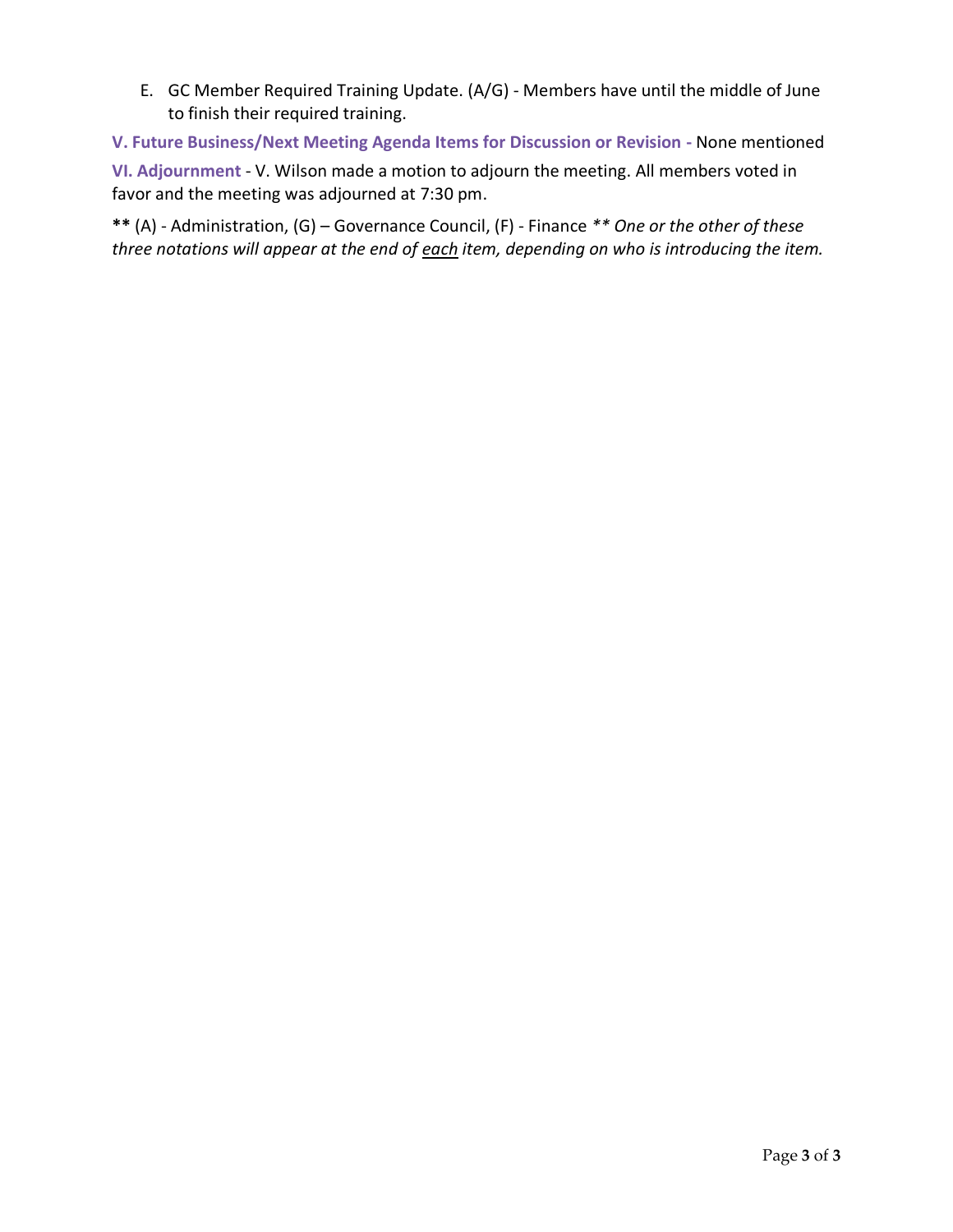E. GC Member Required Training Update. (A/G) - Members have until the middle of June to finish their required training.

**V. Future Business/Next Meeting Agenda Items for Discussion or Revision -** None mentioned

**VI. Adjournment** - V. Wilson made a motion to adjourn the meeting. All members voted in favor and the meeting was adjourned at 7:30 pm.

**\*\*** (A) - Administration, (G) – Governance Council, (F) - Finance *\*\* One or the other of these three notations will appear at the end of <u>each</u> item, depending on who is introducing the item.*